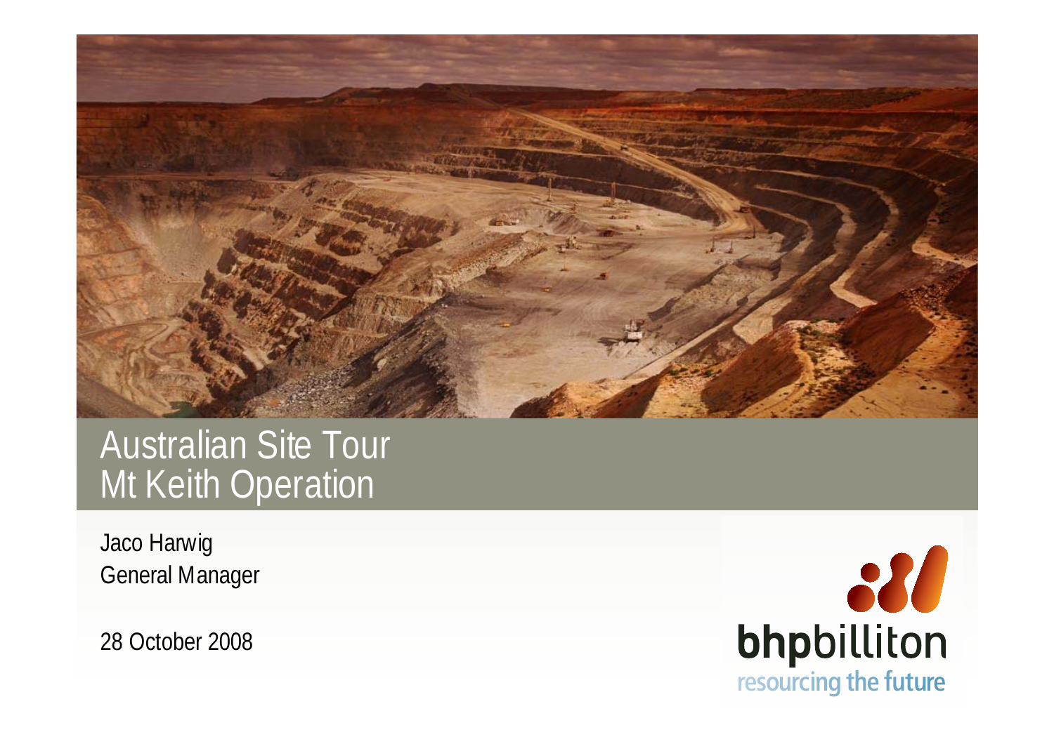# Australian Site Tour
# Mt Keith Operation

Jaco Harwig
General Manager

28 October 2008

bhpbilliton
resourcing the future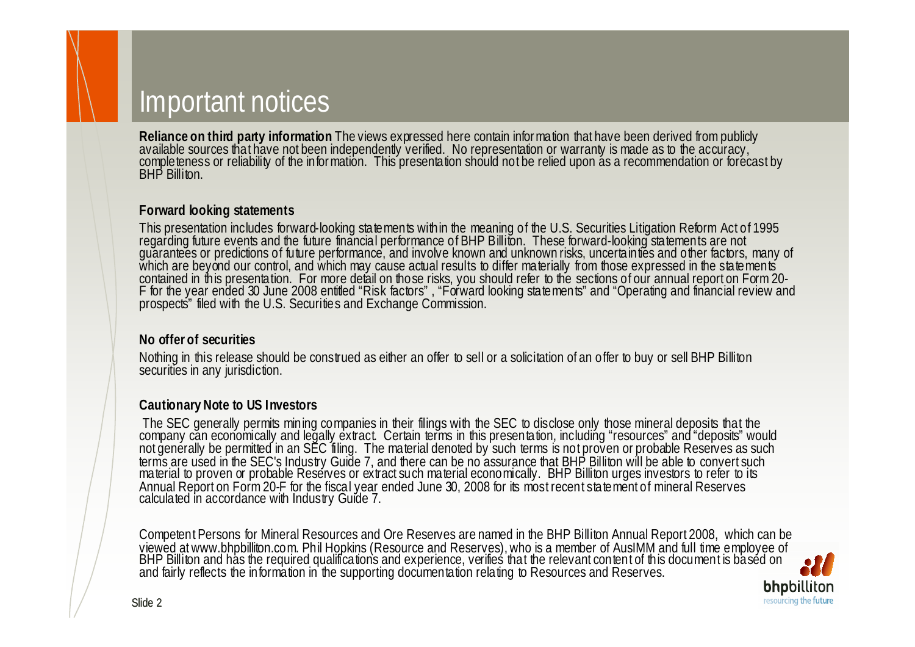# Important notices

**Reliance on third party information** The views expressed here contain information that have been derived from publicly available sources that have not been independently verified. No representation or warranty is made as to the accuracy, completeness or reliability of the information. This presentation should not be relied upon as a recommendation or forecast by BHP Billiton.

**Forward looking statements**

This presentation includes forward-looking statements within the meaning of the U.S. Securities Litigation Reform Act of 1995 regarding future events and the future financial performance of BHP Billiton. These forward-looking statements are not guarantees or predictions of future performance, and involve known and unknown risks, uncertainties and other factors, many of which are beyond our control, and which may cause actual results to differ materially from those expressed in the statements contained in this presentation. For more detail on those risks, you should refer to the sections of our annual report on Form 20-F for the year ended 30 June 2008 entitled "Risk factors", "Forward looking statements" and "Operating and financial review and prospects" filed with the U.S. Securities and Exchange Commission.

**No offer of securities**

Nothing in this release should be construed as either an offer to sell or a solicitation of an offer to buy or sell BHP Billiton securities in any jurisdiction.

**Cautionary Note to US Investors**

The SEC generally permits mining companies in their filings with the SEC to disclose only those mineral deposits that the company can economically and legally extract. Certain terms in this presentation, including "resources" and "deposits" would not generally be permitted in an SEC filing. The material denoted by such terms is not proven or probable Reserves as such terms are used in the SEC's Industry Guide 7, and there can be no assurance that BHP Billiton will be able to convert such material to proven or probable Reserves or extract such material economically. BHP Billiton urges investors to refer to its Annual Report on Form 20-F for the fiscal year ended June 30, 2008 for its most recent statement of mineral Reserves calculated in accordance with Industry Guide 7.

Competent Persons for Mineral Resources and Ore Reserves are named in the BHP Billiton Annual Report 2008, which can be viewed at www.bhpbilliton.com. Phil Hopkins (Resource and Reserves), who is a member of AusIMM and full time employee of BHP Billiton and has the required qualifications and experience, verifies that the relevant content of this document is based on and fairly reflects the information in the supporting documentation relating to Resources and Reserves.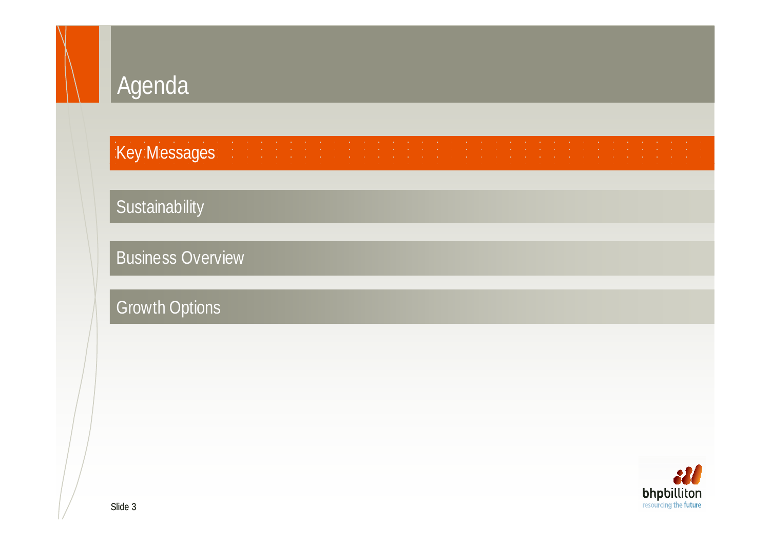# Agenda

- Key Messages
- Sustainability
- Business Overview
- Growth Options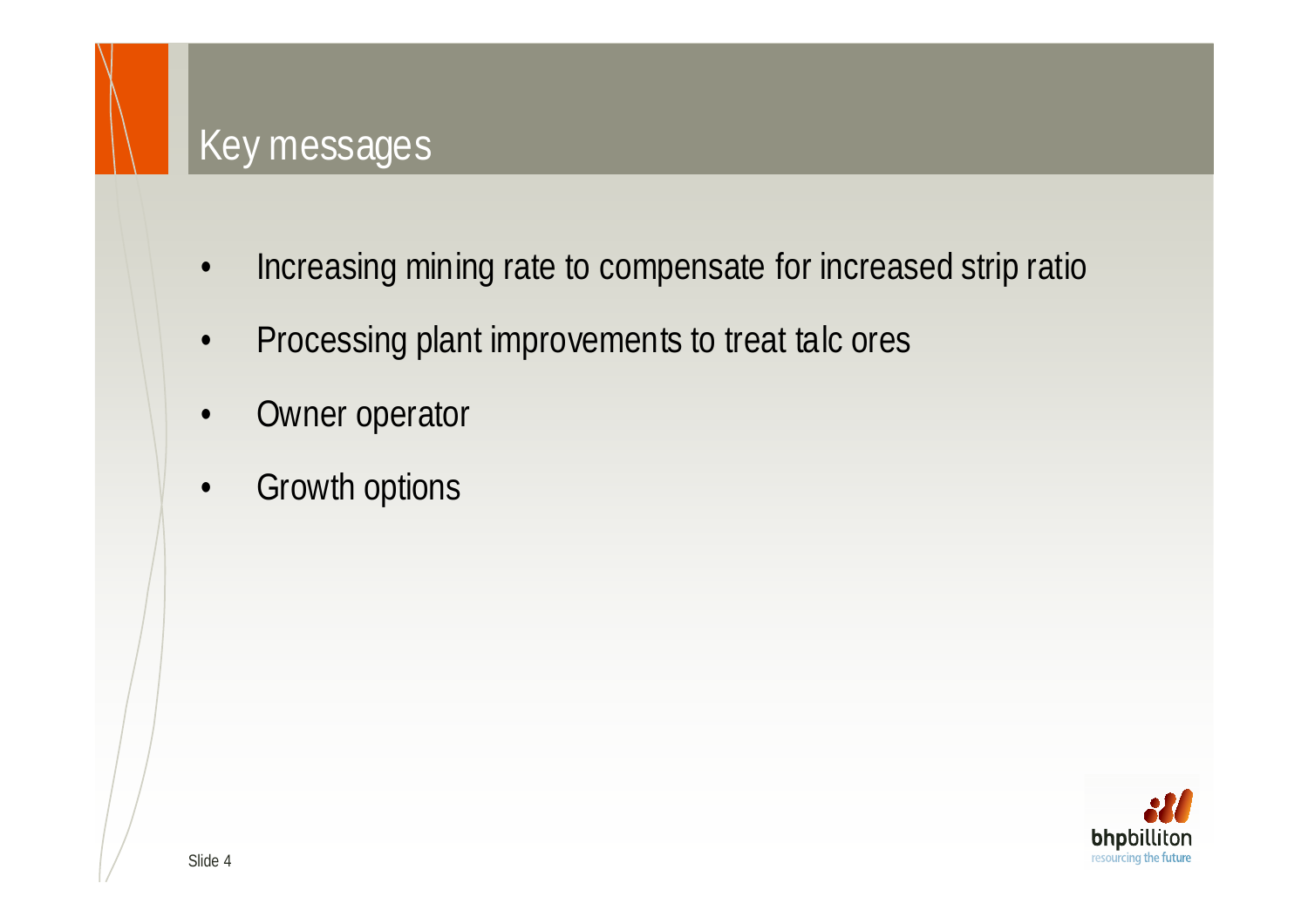# Key messages

- Increasing mining rate to compensate for increased strip ratio
- Processing plant improvements to treat talc ores
- Owner operator
- Growth options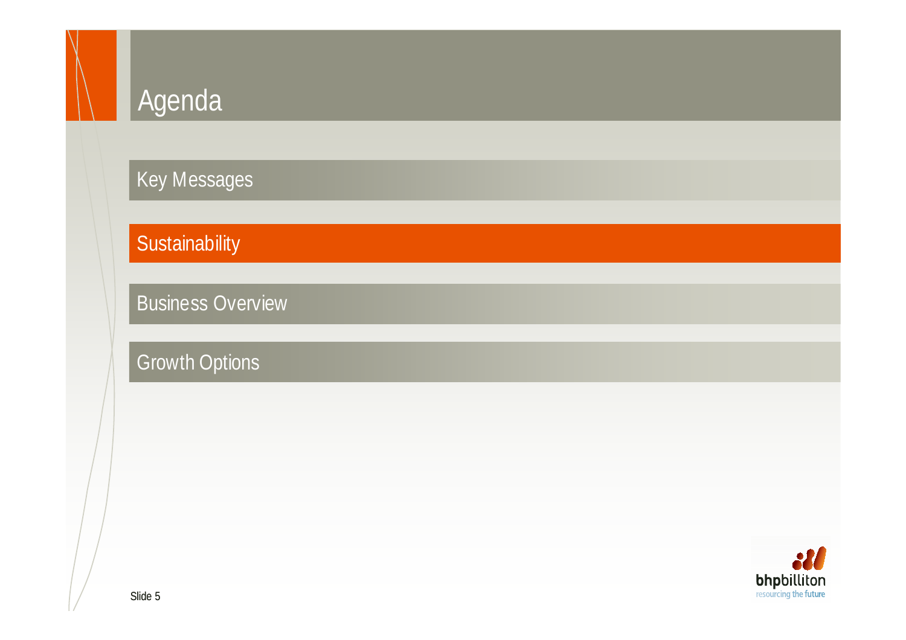# Agenda

- Key Messages
- **Sustainability**
- Business Overview
- Growth Options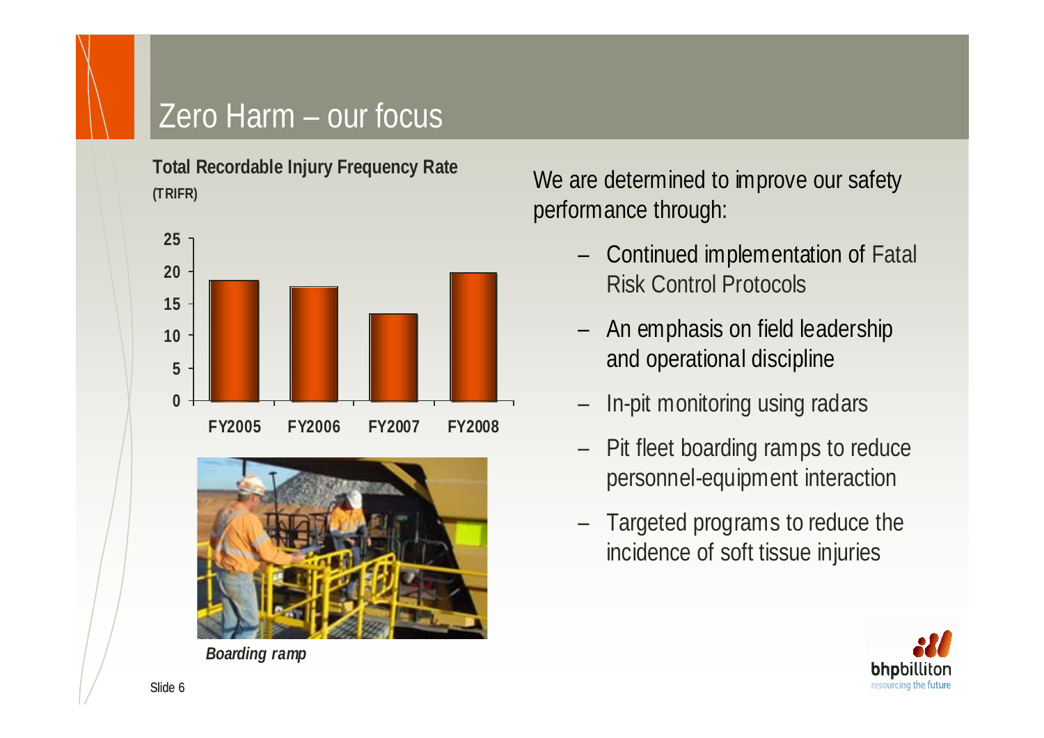# Zero Harm – our focus

**Total Recordable Injury Frequency Rate (TRIFR)**

| Year | TRIFR |
|---|---|
| FY2005 | ~18.5 |
| FY2006 | ~17.5 |
| FY2007 | ~13.3 |
| FY2008 | ~19.7 |

*Boarding ramp*

We are determined to improve our safety performance through:

- Continued implementation of Fatal Risk Control Protocols
- An emphasis on field leadership and operational discipline
- In-pit monitoring using radars
- Pit fleet boarding ramps to reduce personnel-equipment interaction
- Targeted programs to reduce the incidence of soft tissue injuries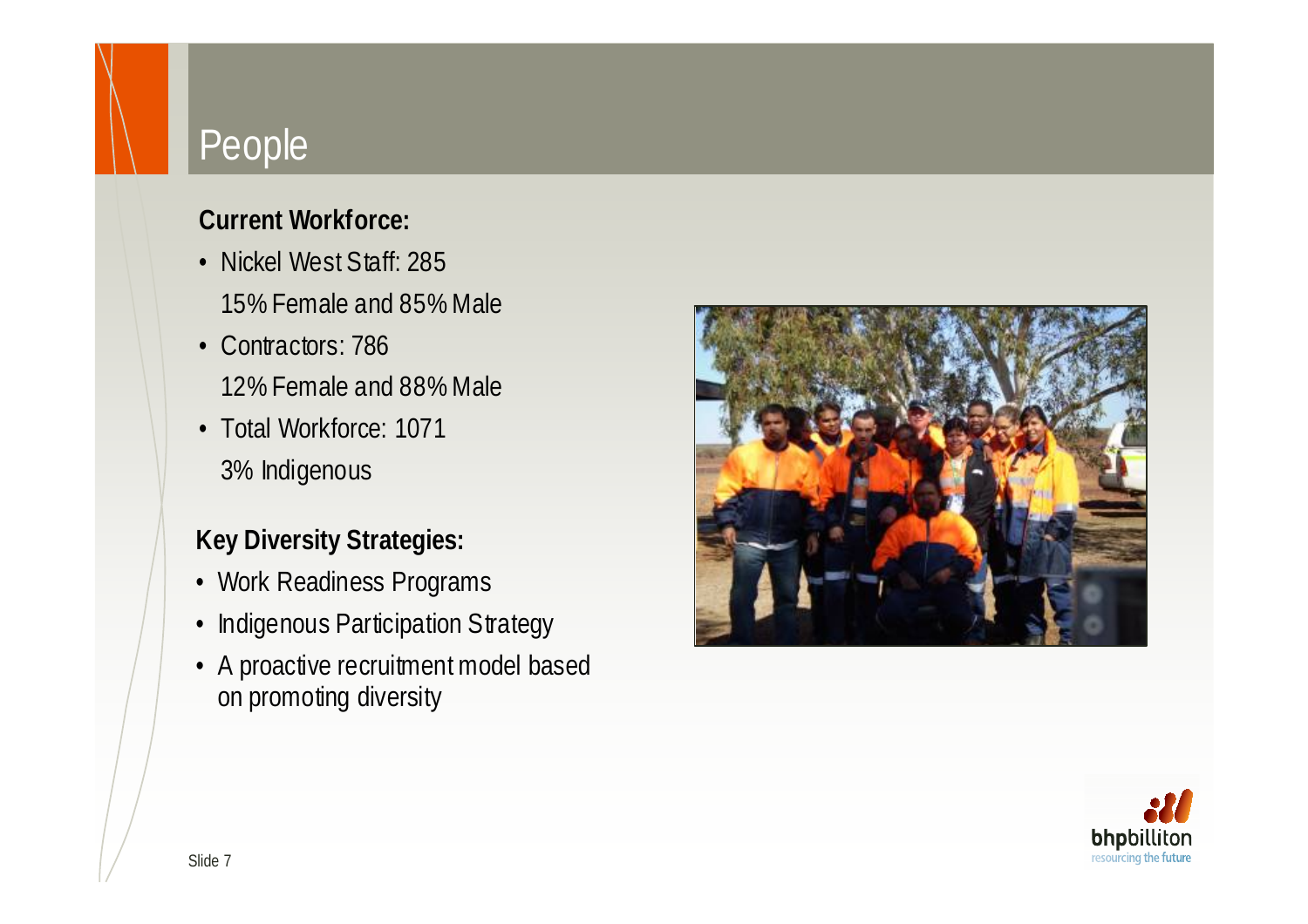# People

**Current Workforce:**

- Nickel West Staff: 285
  15% Female and 85% Male
- Contractors: 786
  12% Female and 88% Male
- Total Workforce: 1071
  3% Indigenous

**Key Diversity Strategies:**

- Work Readiness Programs
- Indigenous Participation Strategy
- A proactive recruitment model based on promoting diversity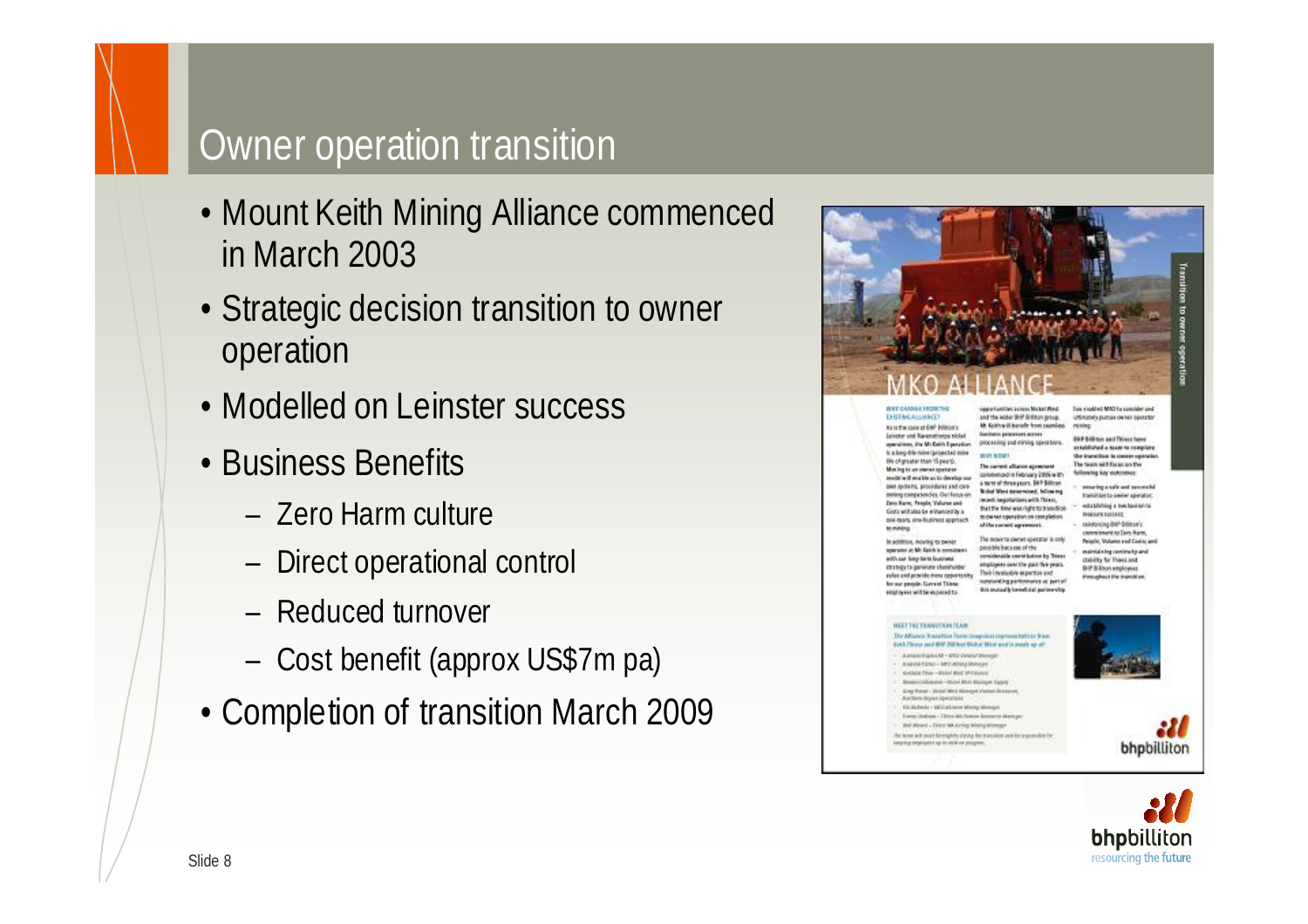# Owner operation transition

- Mount Keith Mining Alliance commenced in March 2003
- Strategic decision transition to owner operation
- Modelled on Leinster success
- Business Benefits
  - Zero Harm culture
  - Direct operational control
  - Reduced turnover
  - Cost benefit (approx US$7m pa)
- Completion of transition March 2009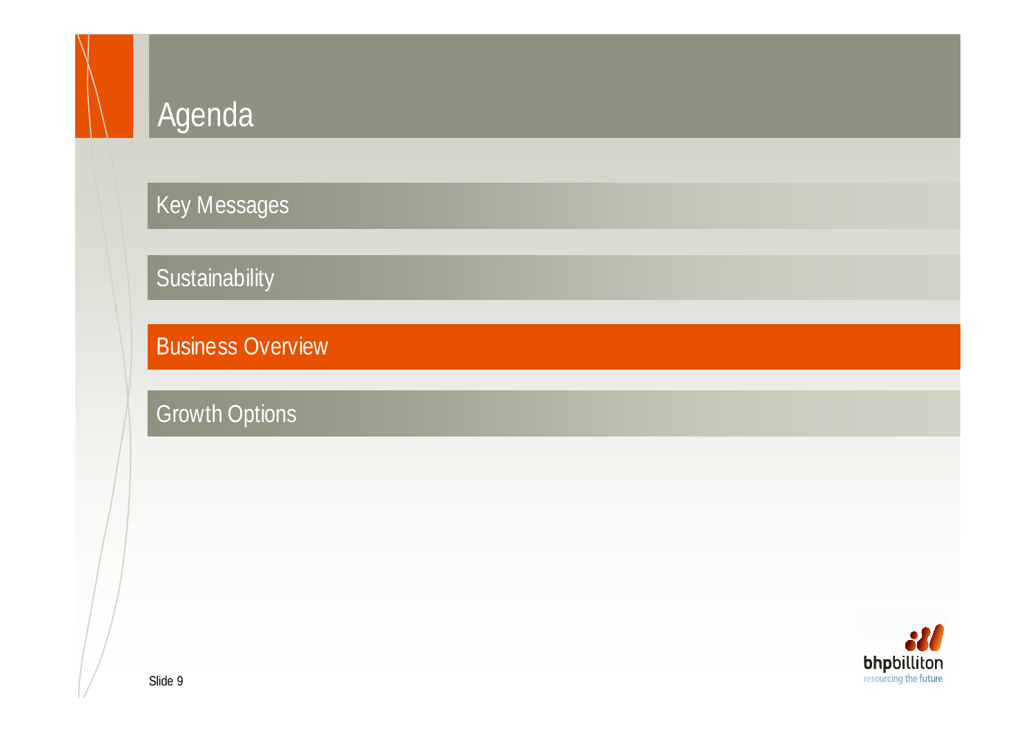# Agenda

- Key Messages
- Sustainability
- **Business Overview**
- Growth Options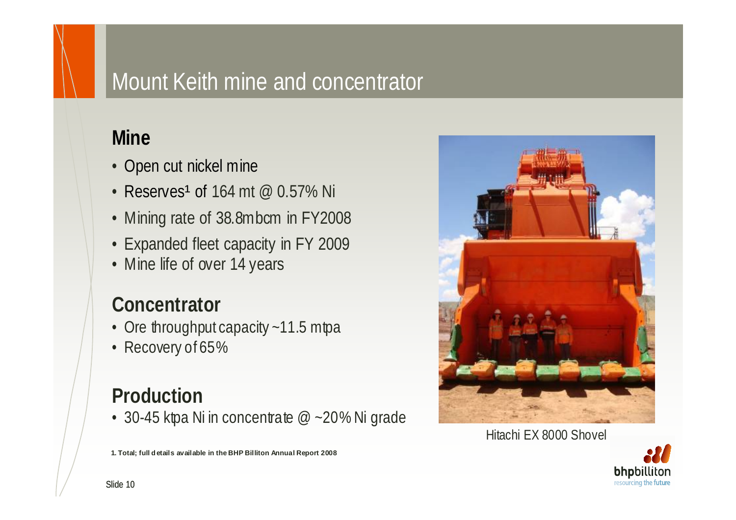# Mount Keith mine and concentrator

## Mine

- Open cut nickel mine
- Reserves[1] of 164 mt @ 0.57% Ni
- Mining rate of 38.8mbcm in FY2008
- Expanded fleet capacity in FY 2009
- Mine life of over 14 years

## Concentrator

- Ore throughput capacity ~11.5 mtpa
- Recovery of 65%

## Production

- 30-45 ktpa Ni in concentrate @ ~20% Ni grade

Hitachi EX 8000 Shovel

**1. Total; full details available in the BHP Billiton Annual Report 2008**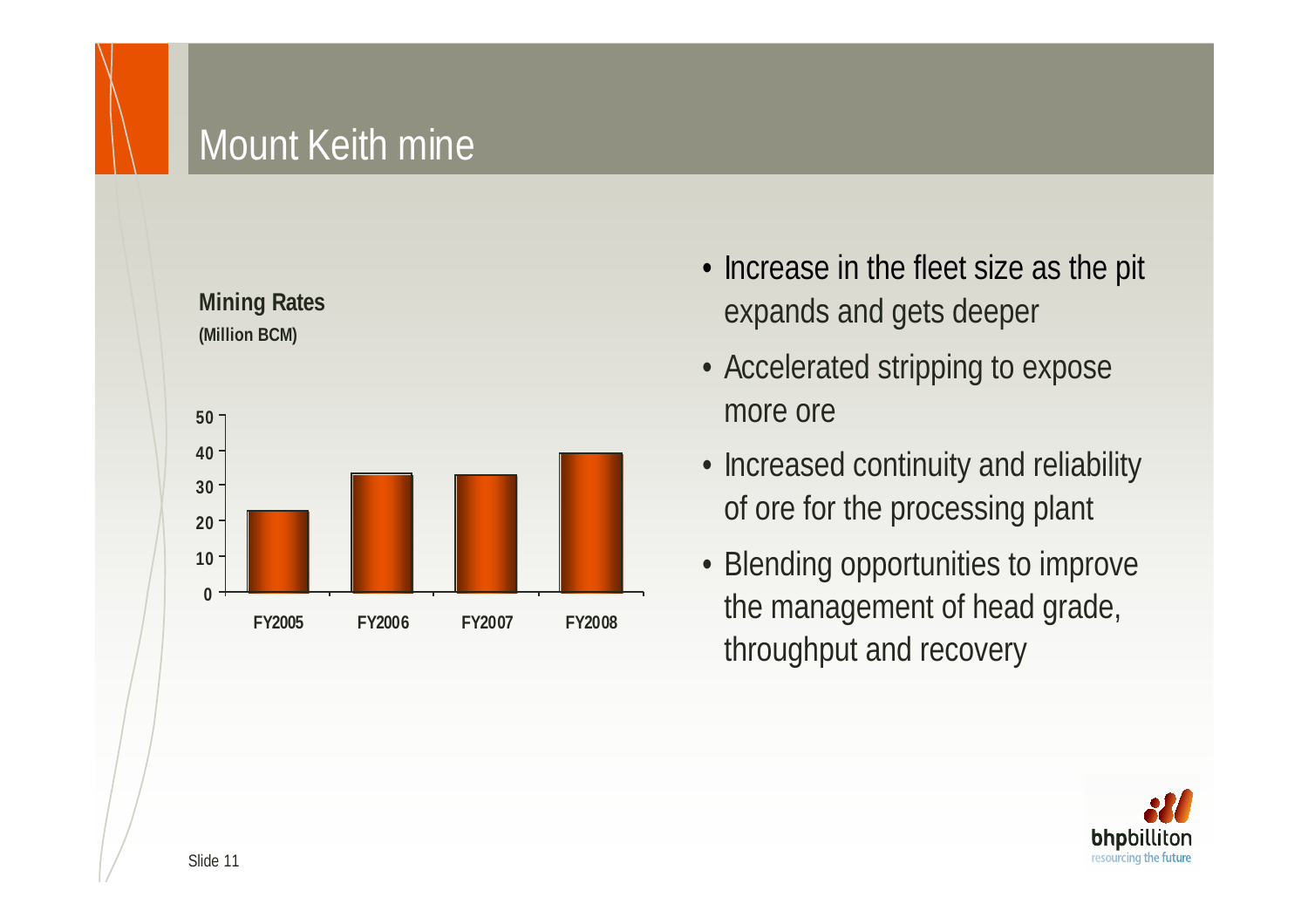# Mount Keith mine

**Mining Rates**
**(Million BCM)**

| | FY2005 | FY2006 | FY2007 | FY2008 |
|---|---|---|---|---|
| Mining Rates (Million BCM) | ~23 | ~33 | ~33 | ~39 |

- Increase in the fleet size as the pit expands and gets deeper
- Accelerated stripping to expose more ore
- Increased continuity and reliability of ore for the processing plant
- Blending opportunities to improve the management of head grade, throughput and recovery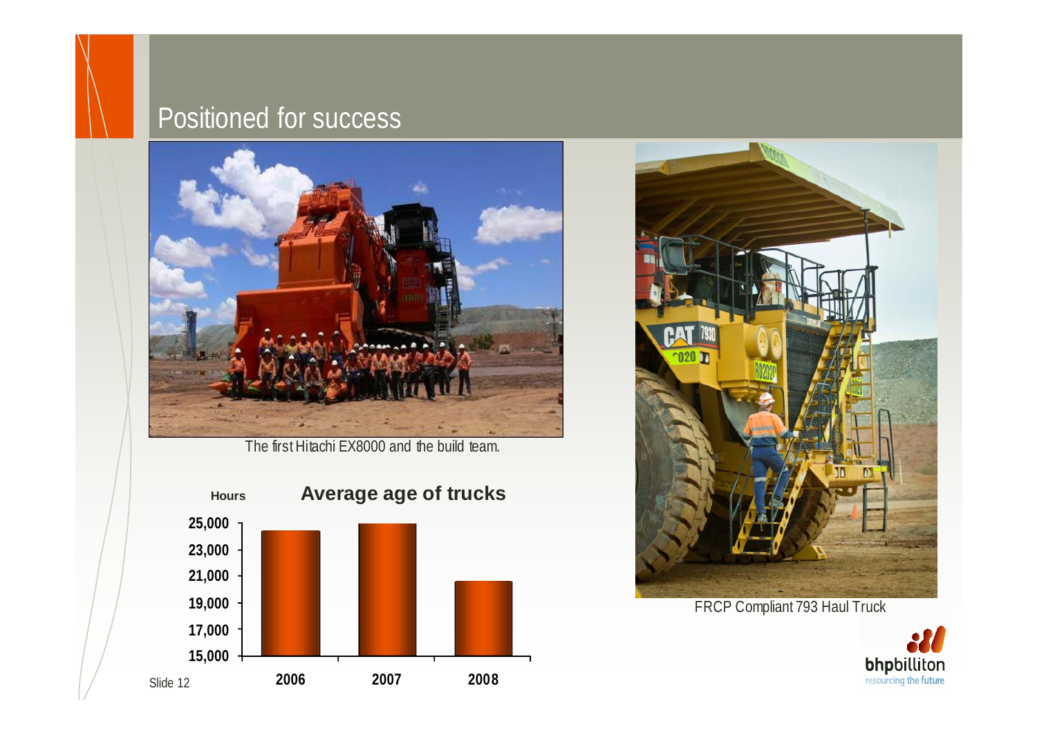# Positioned for success

The first Hitachi EX8000 and the build team.

**Average age of trucks**

| Year | Hours |
|---|---|
| 2006 | ~24,400 |
| 2007 | ~25,000 |
| 2008 | ~20,600 |

FRCP Compliant 793 Haul Truck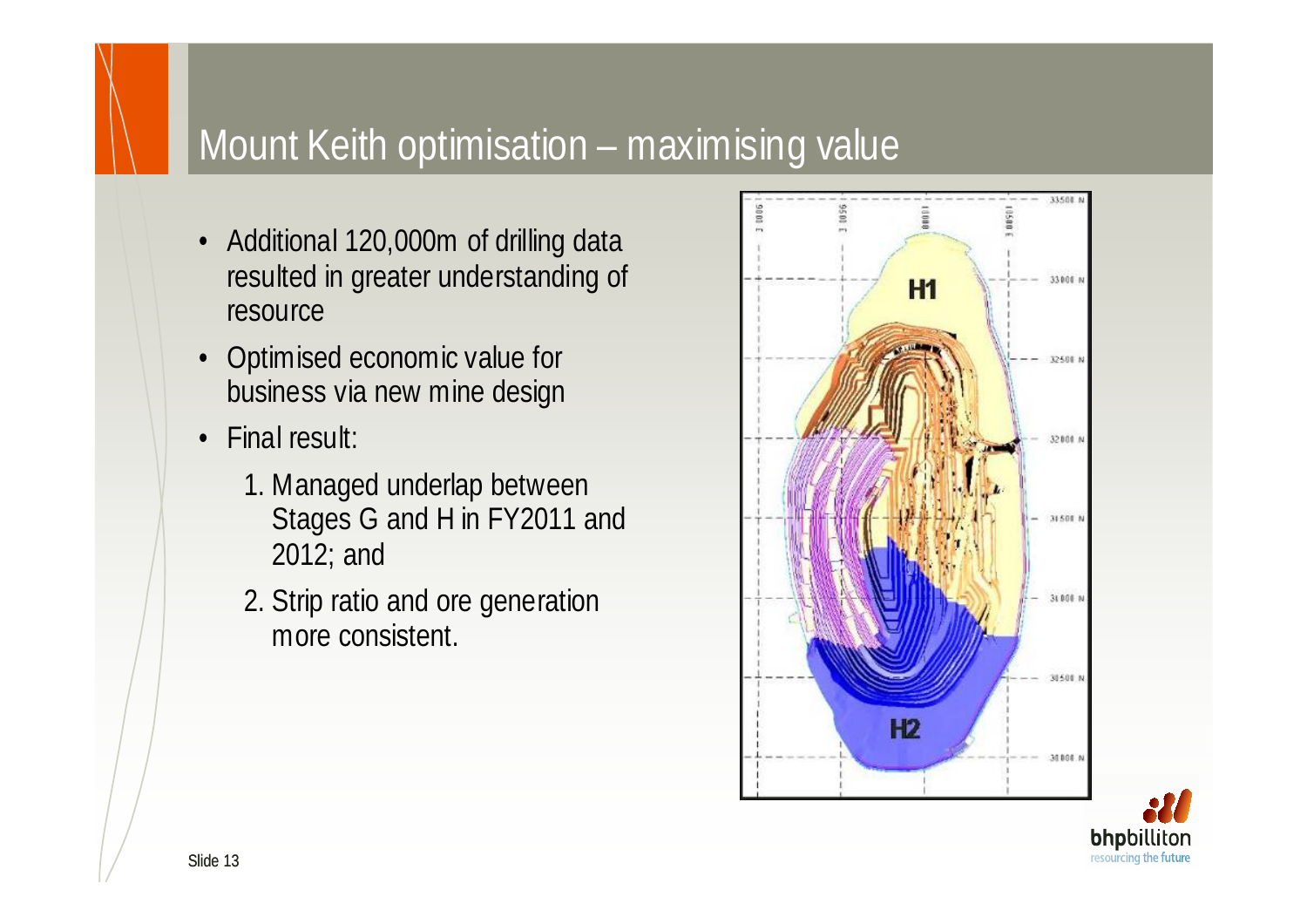# Mount Keith optimisation – maximising value

- Additional 120,000m of drilling data resulted in greater understanding of resource
- Optimised economic value for business via new mine design
- Final result:
  1. Managed underlap between Stages G and H in FY2011 and 2012; and
  2. Strip ratio and ore generation more consistent.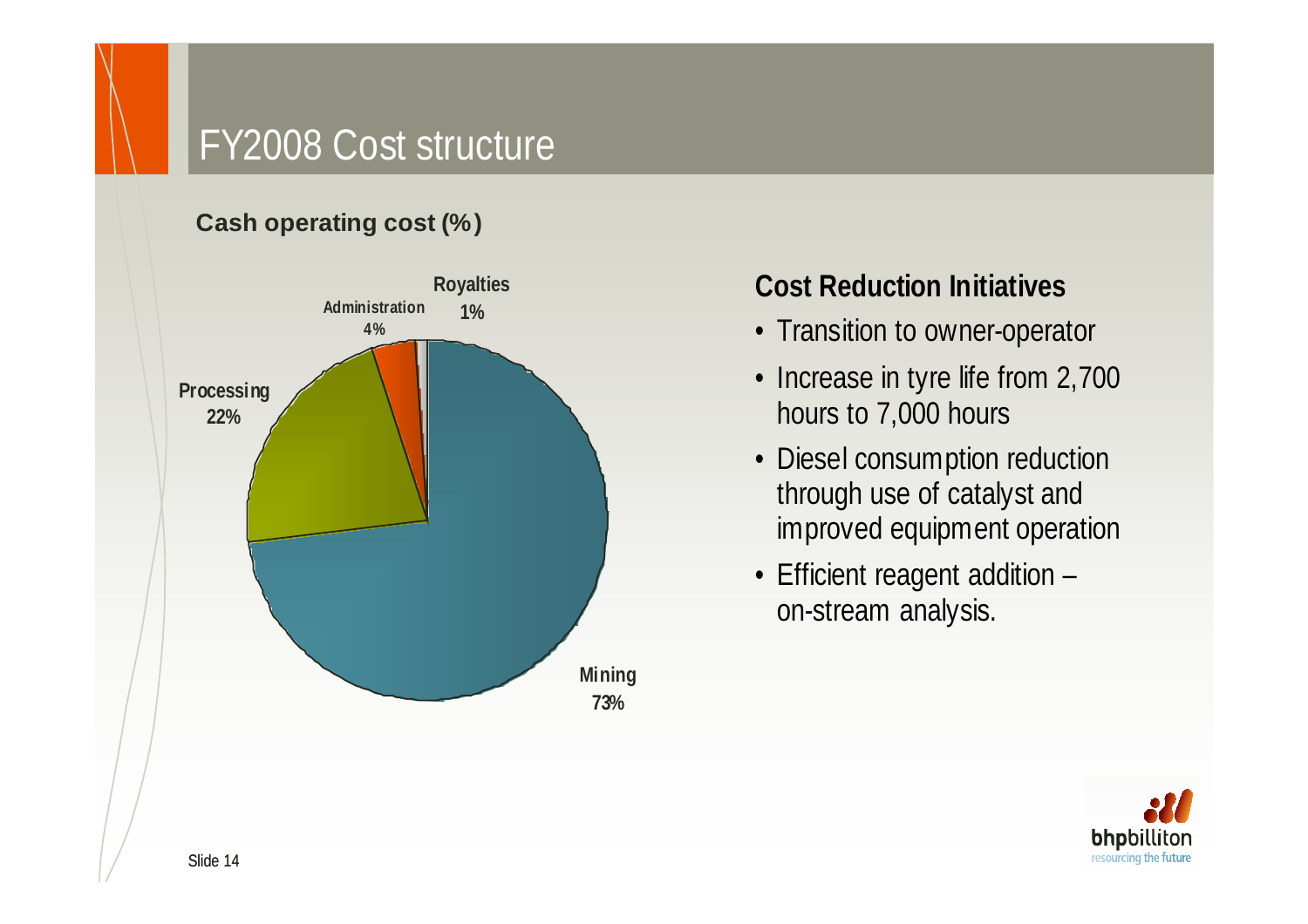# FY2008 Cost structure

**Cash operating cost (%)**

| Category | % |
| --- | --- |
| Mining | 73% |
| Processing | 22% |
| Administration | 4% |
| Royalties | 1% |

## Cost Reduction Initiatives

- Transition to owner-operator
- Increase in tyre life from 2,700 hours to 7,000 hours
- Diesel consumption reduction through use of catalyst and improved equipment operation
- Efficient reagent addition – on-stream analysis.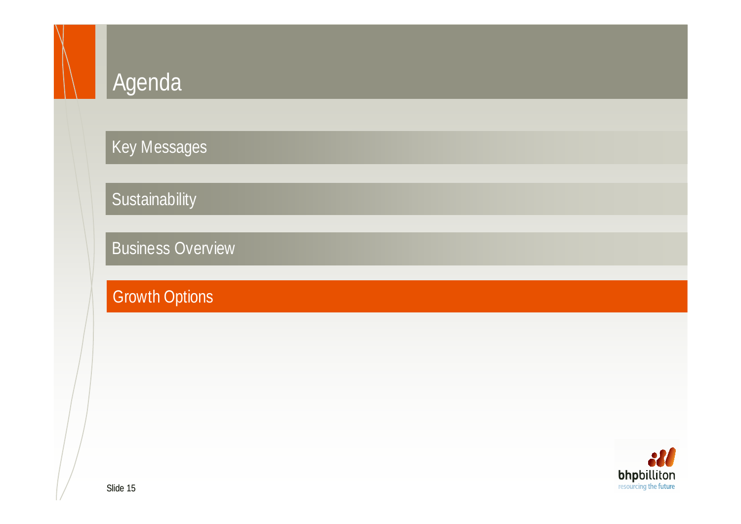# Agenda

- Key Messages
- Sustainability
- Business Overview
- **Growth Options**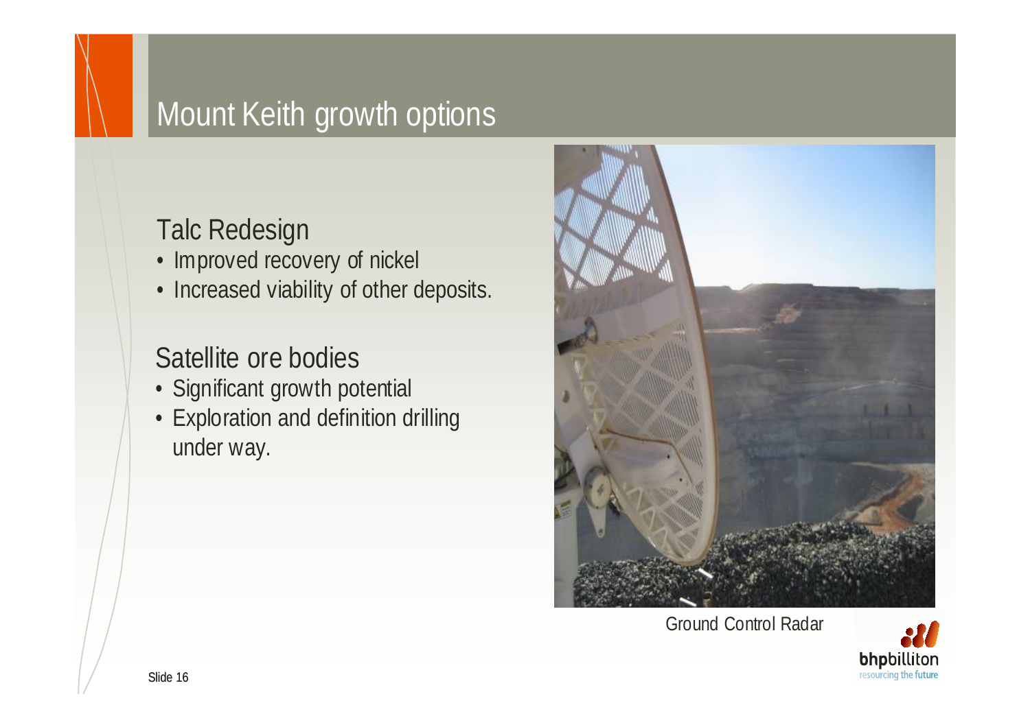# Mount Keith growth options

## Talc Redesign

- Improved recovery of nickel
- Increased viability of other deposits.

## Satellite ore bodies

- Significant growth potential
- Exploration and definition drilling under way.

Ground Control Radar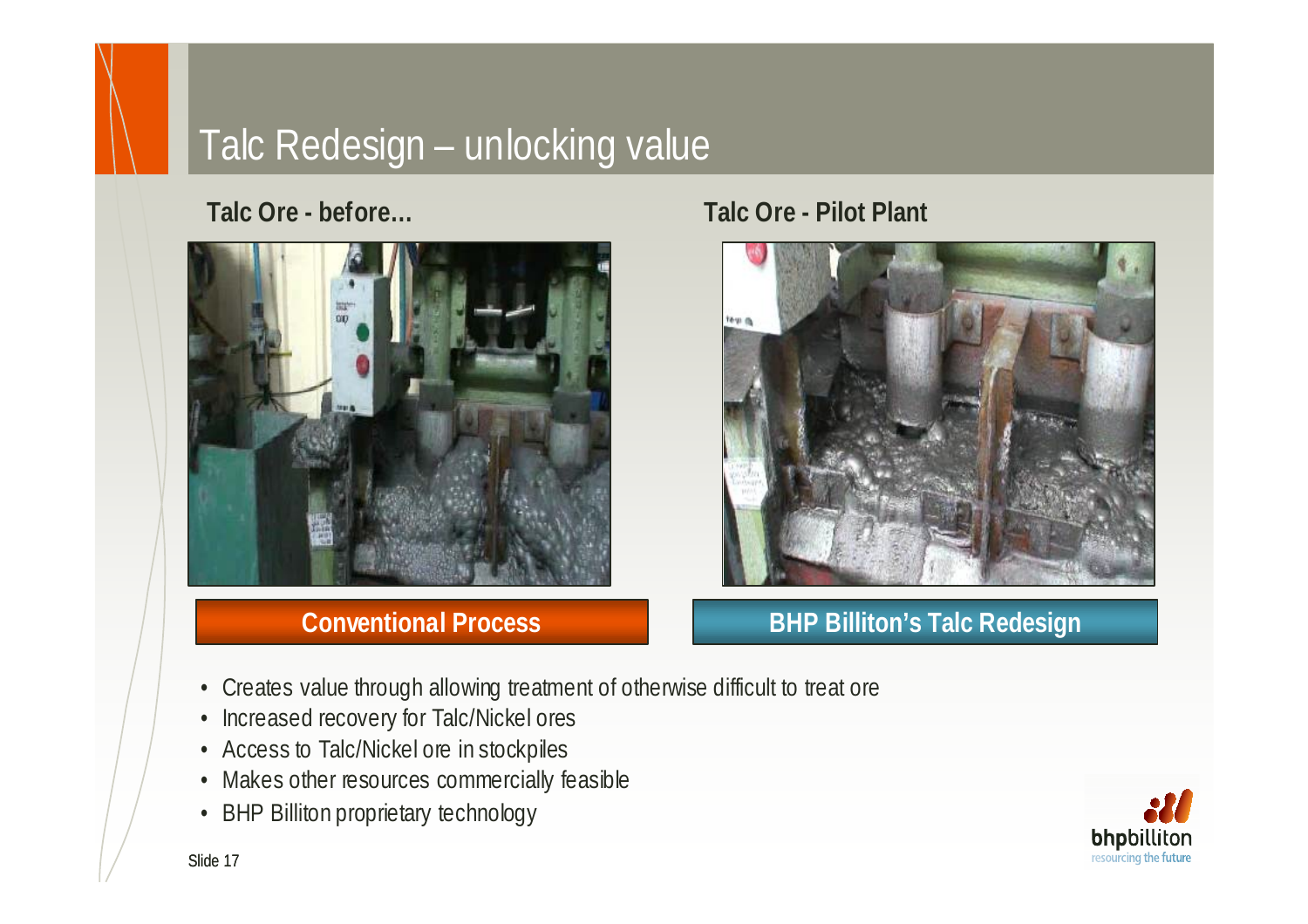# Talc Redesign – unlocking value

**Talc Ore - before...**

**Talc Ore - Pilot Plant**

**Conventional Process**

**BHP Billiton's Talc Redesign**

- Creates value through allowing treatment of otherwise difficult to treat ore
- Increased recovery for Talc/Nickel ores
- Access to Talc/Nickel ore in stockpiles
- Makes other resources commercially feasible
- BHP Billiton proprietary technology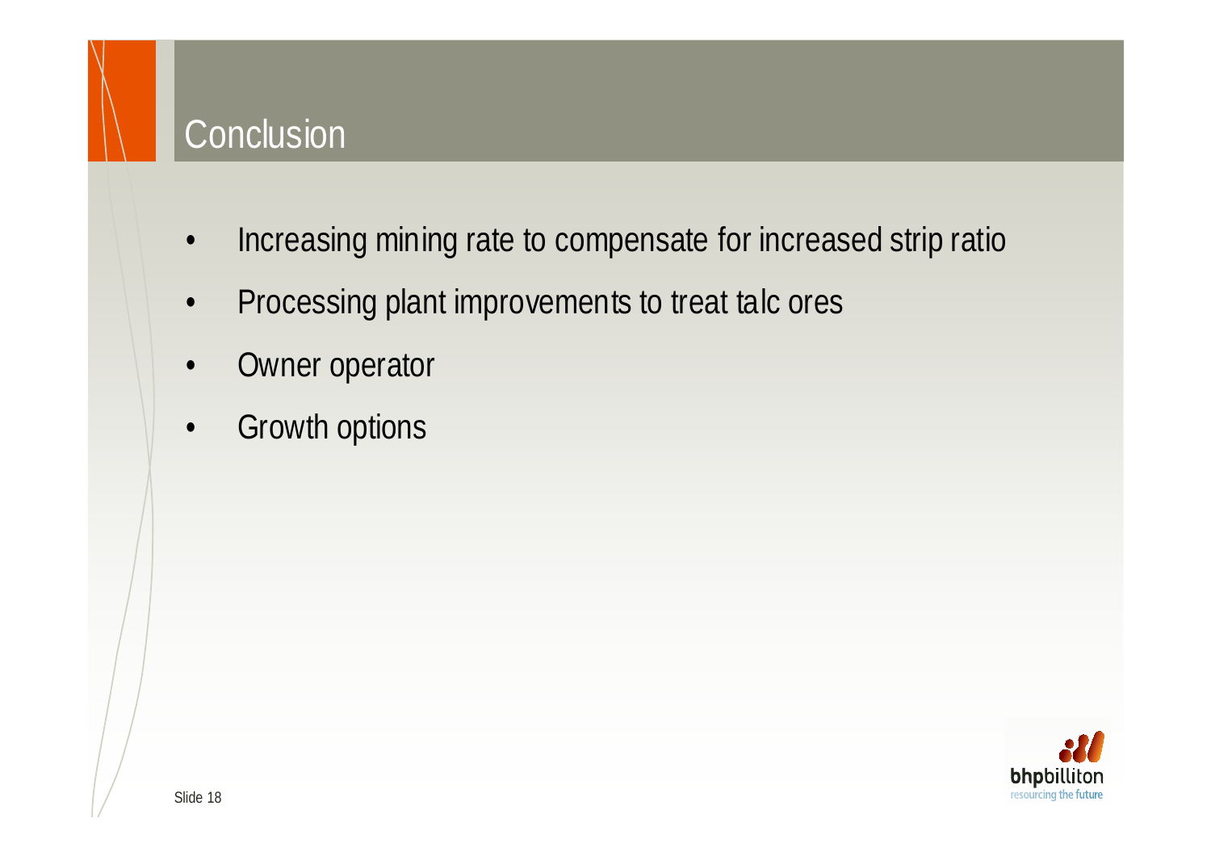# Conclusion

- Increasing mining rate to compensate for increased strip ratio
- Processing plant improvements to treat talc ores
- Owner operator
- Growth options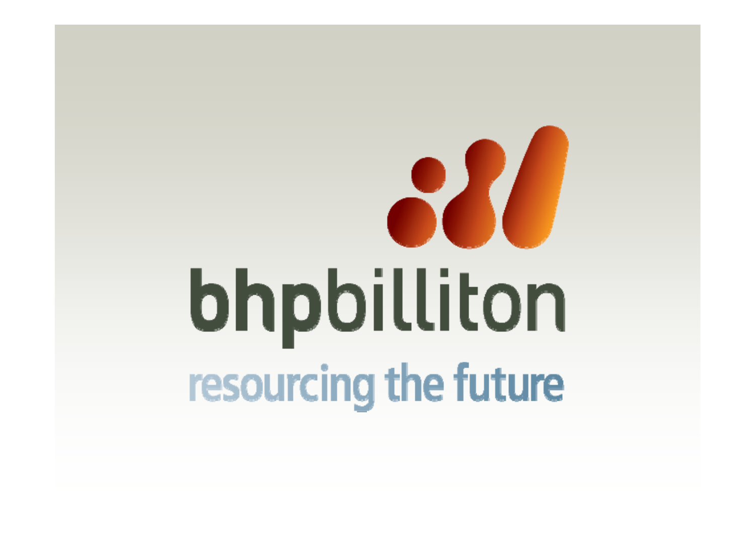bhpbilliton

resourcing the future